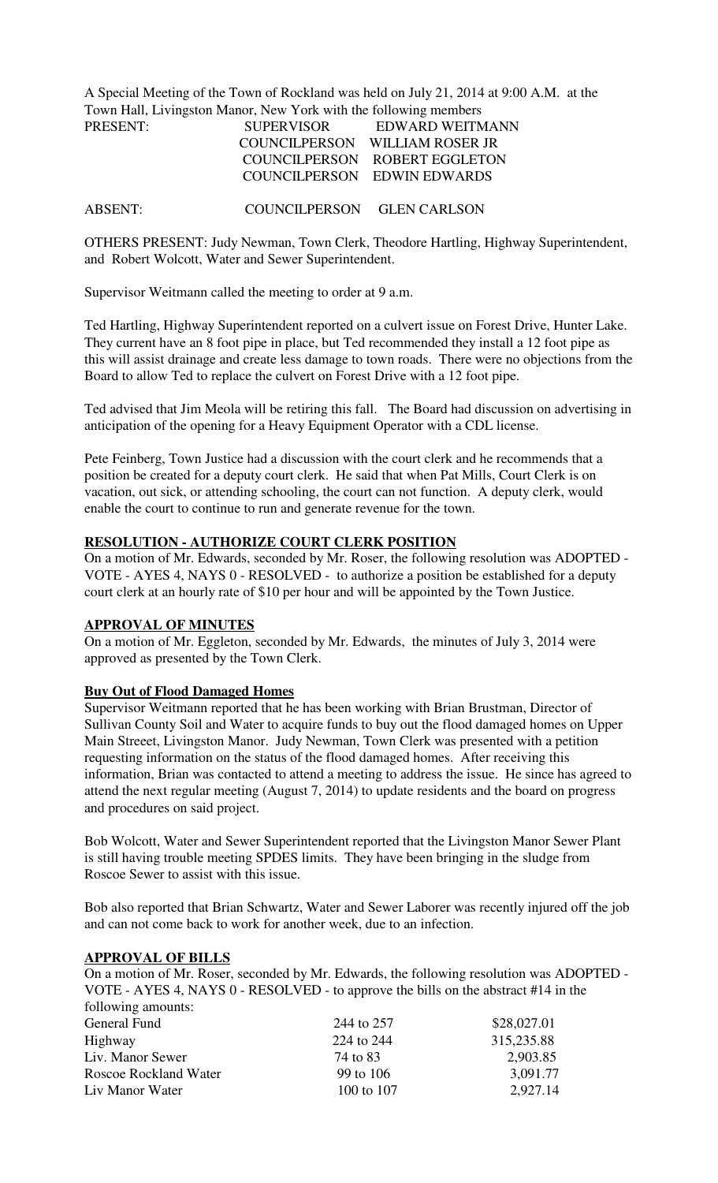A Special Meeting of the Town of Rockland was held on July 21, 2014 at 9:00 A.M. at the Town Hall, Livingston Manor, New York with the following members

| | | |
|---|---|---|
| PRESENT: | SUPERVISOR | EDWARD WEITMANN |
| | COUNCILPERSON | WILLIAM ROSER JR |
| | COUNCILPERSON | ROBERT EGGLETON |
| | COUNCILPERSON | EDWIN EDWARDS |
| ABSENT: | COUNCILPERSON | GLEN CARLSON |

OTHERS PRESENT: Judy Newman, Town Clerk, Theodore Hartling, Highway Superintendent, and Robert Wolcott, Water and Sewer Superintendent.

Supervisor Weitmann called the meeting to order at 9 a.m.

Ted Hartling, Highway Superintendent reported on a culvert issue on Forest Drive, Hunter Lake. They current have an 8 foot pipe in place, but Ted recommended they install a 12 foot pipe as this will assist drainage and create less damage to town roads. There were no objections from the Board to allow Ted to replace the culvert on Forest Drive with a 12 foot pipe.

Ted advised that Jim Meola will be retiring this fall. The Board had discussion on advertising in anticipation of the opening for a Heavy Equipment Operator with a CDL license.

Pete Feinberg, Town Justice had a discussion with the court clerk and he recommends that a position be created for a deputy court clerk. He said that when Pat Mills, Court Clerk is on vacation, out sick, or attending schooling, the court can not function. A deputy clerk, would enable the court to continue to run and generate revenue for the town.

**RESOLUTION - AUTHORIZE COURT CLERK POSITION**

On a motion of Mr. Edwards, seconded by Mr. Roser, the following resolution was ADOPTED - VOTE - AYES 4, NAYS 0 - RESOLVED - to authorize a position be established for a deputy court clerk at an hourly rate of $10 per hour and will be appointed by the Town Justice.

**APPROVAL OF MINUTES**

On a motion of Mr. Eggleton, seconded by Mr. Edwards, the minutes of July 3, 2014 were approved as presented by the Town Clerk.

**Buy Out of Flood Damaged Homes**

Supervisor Weitmann reported that he has been working with Brian Brustman, Director of Sullivan County Soil and Water to acquire funds to buy out the flood damaged homes on Upper Main Streeet, Livingston Manor. Judy Newman, Town Clerk was presented with a petition requesting information on the status of the flood damaged homes. After receiving this information, Brian was contacted to attend a meeting to address the issue. He since has agreed to attend the next regular meeting (August 7, 2014) to update residents and the board on progress and procedures on said project.

Bob Wolcott, Water and Sewer Superintendent reported that the Livingston Manor Sewer Plant is still having trouble meeting SPDES limits. They have been bringing in the sludge from Roscoe Sewer to assist with this issue.

Bob also reported that Brian Schwartz, Water and Sewer Laborer was recently injured off the job and can not come back to work for another week, due to an infection.

**APPROVAL OF BILLS**

On a motion of Mr. Roser, seconded by Mr. Edwards, the following resolution was ADOPTED - VOTE - AYES 4, NAYS 0 - RESOLVED - to approve the bills on the abstract #14 in the following amounts:

| | | |
|---|---|---|
| General Fund | 244 to 257 | $28,027.01 |
| Highway | 224 to 244 | 315,235.88 |
| Liv. Manor Sewer | 74 to 83 | 2,903.85 |
| Roscoe Rockland Water | 99 to 106 | 3,091.77 |
| Liv Manor Water | 100 to 107 | 2,927.14 |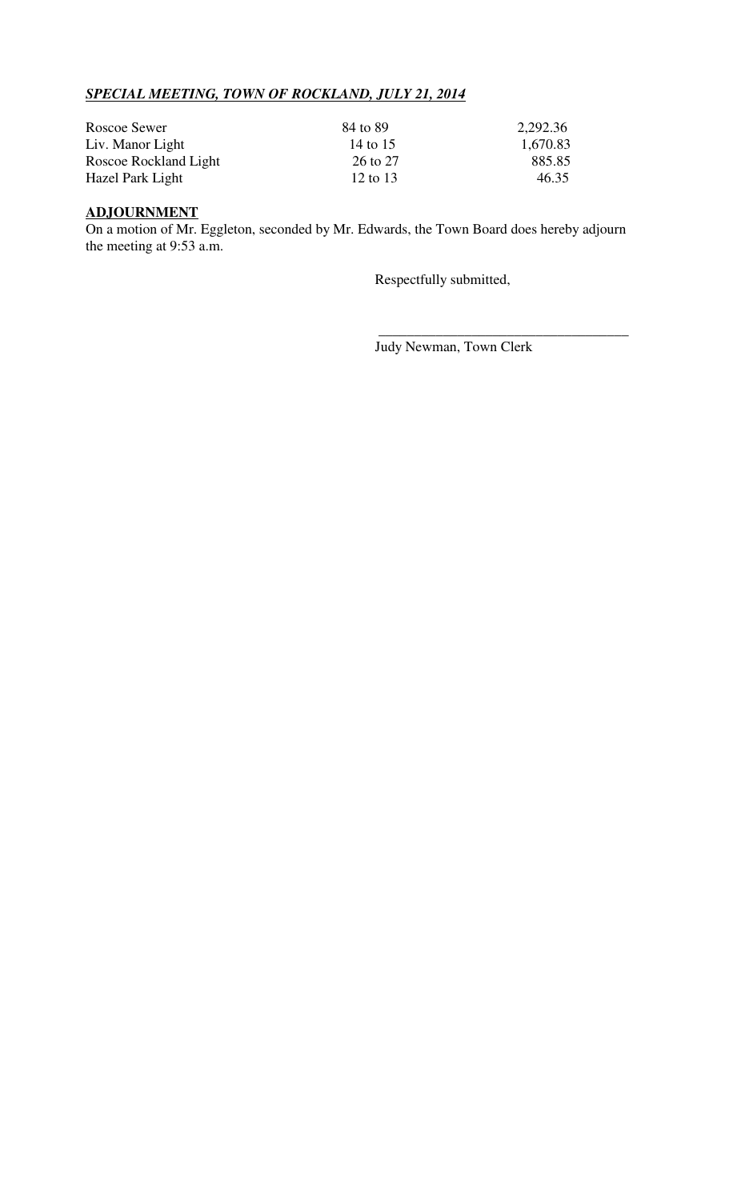***SPECIAL MEETING, TOWN OF ROCKLAND, JULY 21, 2014***

| | | |
|---|---|---|
| Roscoe Sewer | 84 to 89 | 2,292.36 |
| Liv. Manor Light | 14 to 15 | 1,670.83 |
| Roscoe Rockland Light | 26 to 27 | 885.85 |
| Hazel Park Light | 12 to 13 | 46.35 |

**ADJOURNMENT**

On a motion of Mr. Eggleton, seconded by Mr. Edwards, the Town Board does hereby adjourn the meeting at 9:53 a.m.

Respectfully submitted,

\_\_\_\_\_\_\_\_\_\_\_\_\_\_\_\_\_\_\_\_\_\_\_\_\_\_\_\_\_\_\_\_\_\_\_\_

Judy Newman, Town Clerk